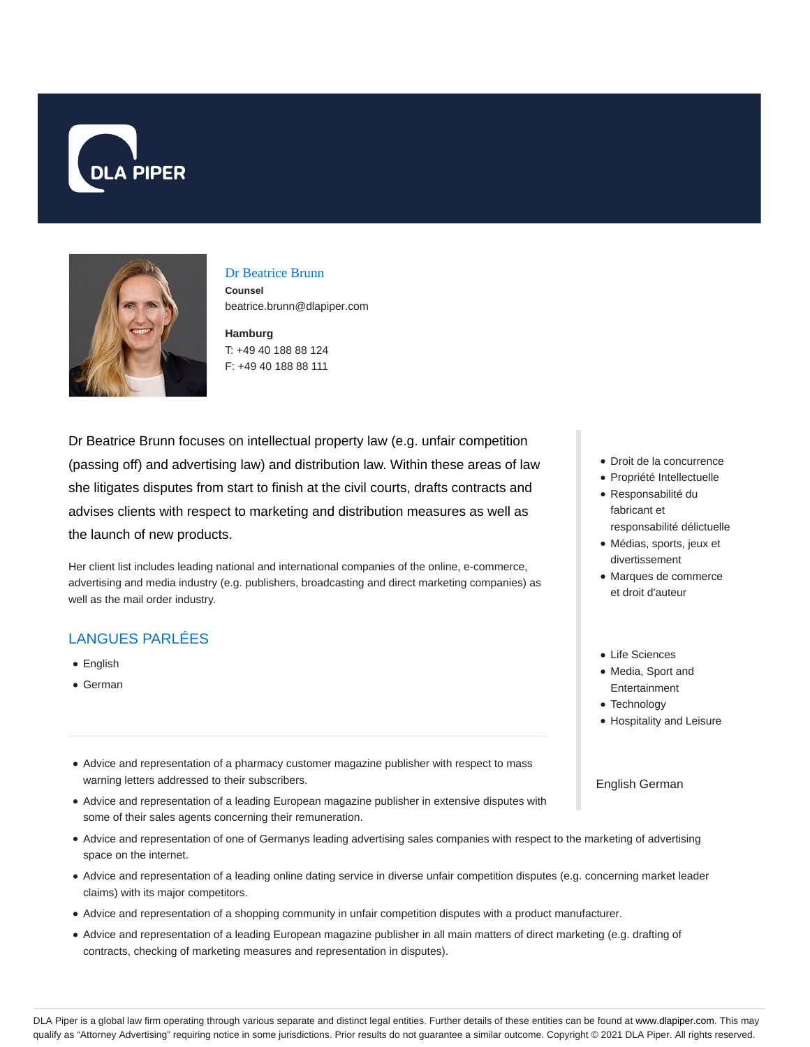DLA PIPER

## Dr Beatrice Brunn

**Counsel**
beatrice.brunn@dlapiper.com

**Hamburg**
T: +49 40 188 88 124
F: +49 40 188 88 111

Dr Beatrice Brunn focuses on intellectual property law (e.g. unfair competition (passing off) and advertising law) and distribution law. Within these areas of law she litigates disputes from start to finish at the civil courts, drafts contracts and advises clients with respect to marketing and distribution measures as well as the launch of new products.

Her client list includes leading national and international companies of the online, e-commerce, advertising and media industry (e.g. publishers, broadcasting and direct marketing companies) as well as the mail order industry.

- Droit de la concurrence
- Propriété Intellectuelle
- Responsabilité du fabricant et responsabilité délictuelle
- Médias, sports, jeux et divertissement
- Marques de commerce et droit d'auteur

- Life Sciences
- Media, Sport and Entertainment
- Technology
- Hospitality and Leisure

## LANGUES PARLÉES

- English
- German

English German

- Advice and representation of a pharmacy customer magazine publisher with respect to mass warning letters addressed to their subscribers.
- Advice and representation of a leading European magazine publisher in extensive disputes with some of their sales agents concerning their remuneration.
- Advice and representation of one of Germanys leading advertising sales companies with respect to the marketing of advertising space on the internet.
- Advice and representation of a leading online dating service in diverse unfair competition disputes (e.g. concerning market leader claims) with its major competitors.
- Advice and representation of a shopping community in unfair competition disputes with a product manufacturer.
- Advice and representation of a leading European magazine publisher in all main matters of direct marketing (e.g. drafting of contracts, checking of marketing measures and representation in disputes).

DLA Piper is a global law firm operating through various separate and distinct legal entities. Further details of these entities can be found at www.dlapiper.com. This may qualify as "Attorney Advertising" requiring notice in some jurisdictions. Prior results do not guarantee a similar outcome. Copyright © 2021 DLA Piper. All rights reserved.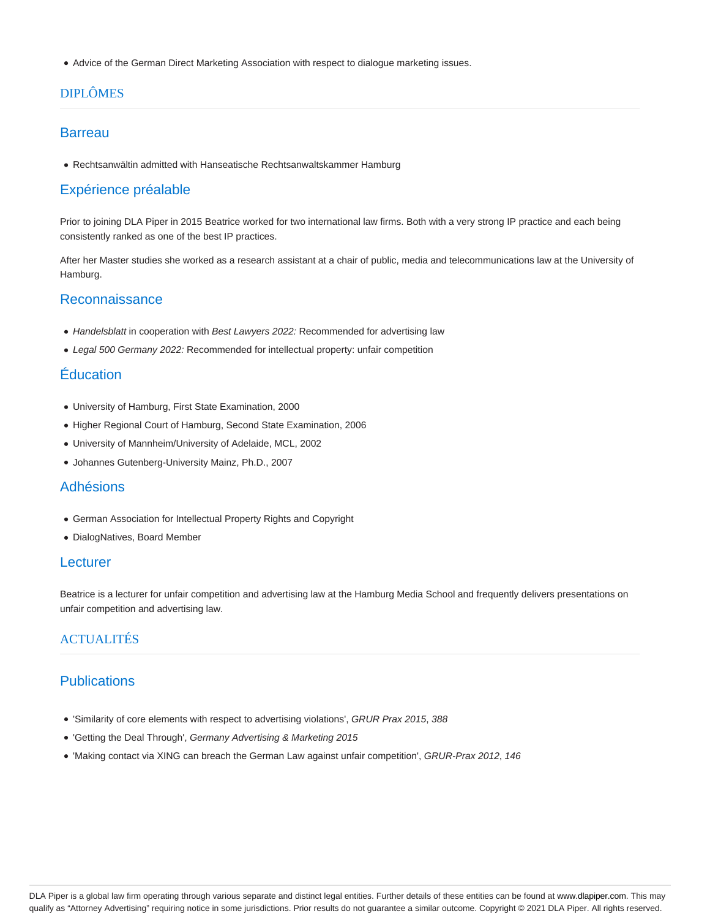- Advice of the German Direct Marketing Association with respect to dialogue marketing issues.

## DIPLÔMES

### Barreau

- Rechtsanwältin admitted with Hanseatische Rechtsanwaltskammer Hamburg

### Expérience préalable

Prior to joining DLA Piper in 2015 Beatrice worked for two international law firms. Both with a very strong IP practice and each being consistently ranked as one of the best IP practices.

After her Master studies she worked as a research assistant at a chair of public, media and telecommunications law at the University of Hamburg.

### Reconnaissance

- *Handelsblatt* in cooperation with *Best Lawyers 2022:* Recommended for advertising law
- *Legal 500 Germany 2022:* Recommended for intellectual property: unfair competition

### Éducation

- University of Hamburg, First State Examination, 2000
- Higher Regional Court of Hamburg, Second State Examination, 2006
- University of Mannheim/University of Adelaide, MCL, 2002
- Johannes Gutenberg-University Mainz, Ph.D., 2007

### Adhésions

- German Association for Intellectual Property Rights and Copyright
- DialogNatives, Board Member

### Lecturer

Beatrice is a lecturer for unfair competition and advertising law at the Hamburg Media School and frequently delivers presentations on unfair competition and advertising law.

## ACTUALITÉS

### Publications

- 'Similarity of core elements with respect to advertising violations', *GRUR Prax 2015*, *388*
- 'Getting the Deal Through', *Germany Advertising & Marketing 2015*
- 'Making contact via XING can breach the German Law against unfair competition', *GRUR-Prax 2012*, *146*

DLA Piper is a global law firm operating through various separate and distinct legal entities. Further details of these entities can be found at www.dlapiper.com. This may qualify as "Attorney Advertising" requiring notice in some jurisdictions. Prior results do not guarantee a similar outcome. Copyright © 2021 DLA Piper. All rights reserved.